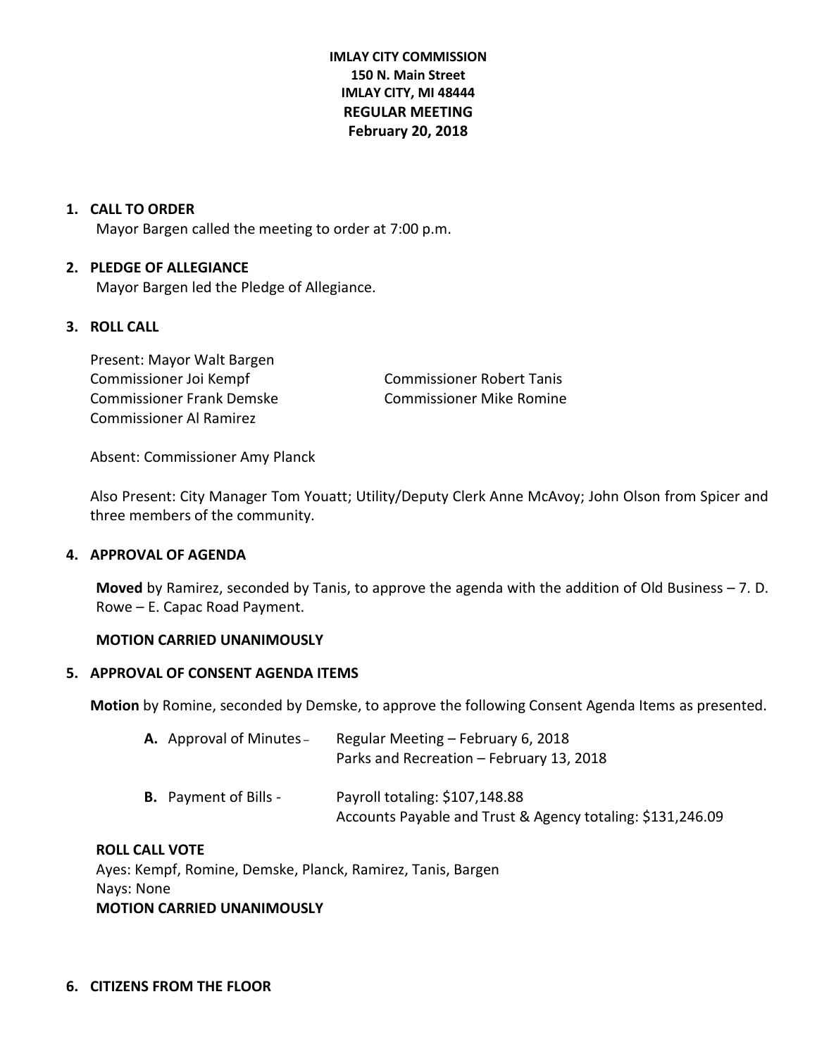**IMLAY CITY COMMISSION**
**150 N. Main Street**
**IMLAY CITY, MI 48444**
**REGULAR MEETING**
**February 20, 2018**

## 1. CALL TO ORDER

Mayor Bargen called the meeting to order at 7:00 p.m.

## 2. PLEDGE OF ALLEGIANCE

Mayor Bargen led the Pledge of Allegiance.

## 3. ROLL CALL

Present: Mayor Walt Bargen
Commissioner Joi Kempf
Commissioner Frank Demske
Commissioner Al Ramirez
Commissioner Robert Tanis
Commissioner Mike Romine

Absent: Commissioner Amy Planck

Also Present: City Manager Tom Youatt; Utility/Deputy Clerk Anne McAvoy; John Olson from Spicer and three members of the community.

## 4. APPROVAL OF AGENDA

**Moved** by Ramirez, seconded by Tanis, to approve the agenda with the addition of Old Business – 7. D. Rowe – E. Capac Road Payment.

**MOTION CARRIED UNANIMOUSLY**

## 5. APPROVAL OF CONSENT AGENDA ITEMS

**Motion** by Romine, seconded by Demske, to approve the following Consent Agenda Items as presented.

**A.** Approval of Minutes – Regular Meeting – February 6, 2018
Parks and Recreation – February 13, 2018

**B.** Payment of Bills - Payroll totaling: $107,148.88
Accounts Payable and Trust & Agency totaling: $131,246.09

**ROLL CALL VOTE**
Ayes: Kempf, Romine, Demske, Planck, Ramirez, Tanis, Bargen
Nays: None
**MOTION CARRIED UNANIMOUSLY**

## 6. CITIZENS FROM THE FLOOR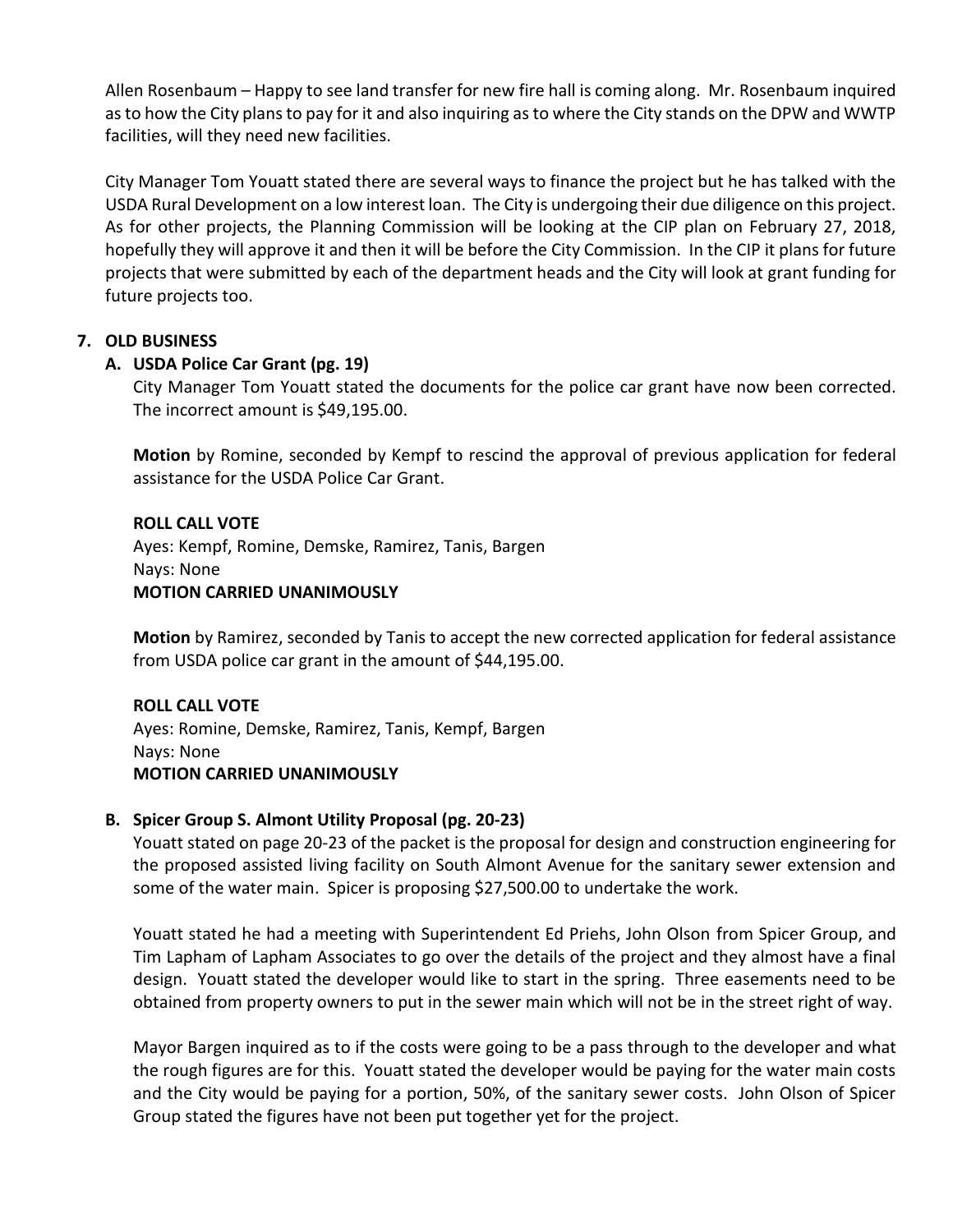Allen Rosenbaum – Happy to see land transfer for new fire hall is coming along. Mr. Rosenbaum inquired as to how the City plans to pay for it and also inquiring as to where the City stands on the DPW and WWTP facilities, will they need new facilities.

City Manager Tom Youatt stated there are several ways to finance the project but he has talked with the USDA Rural Development on a low interest loan. The City is undergoing their due diligence on this project. As for other projects, the Planning Commission will be looking at the CIP plan on February 27, 2018, hopefully they will approve it and then it will be before the City Commission. In the CIP it plans for future projects that were submitted by each of the department heads and the City will look at grant funding for future projects too.

## 7. OLD BUSINESS

### A. USDA Police Car Grant (pg. 19)

City Manager Tom Youatt stated the documents for the police car grant have now been corrected. The incorrect amount is $49,195.00.

**Motion** by Romine, seconded by Kempf to rescind the approval of previous application for federal assistance for the USDA Police Car Grant.

**ROLL CALL VOTE**
Ayes: Kempf, Romine, Demske, Ramirez, Tanis, Bargen
Nays: None
**MOTION CARRIED UNANIMOUSLY**

**Motion** by Ramirez, seconded by Tanis to accept the new corrected application for federal assistance from USDA police car grant in the amount of $44,195.00.

**ROLL CALL VOTE**
Ayes: Romine, Demske, Ramirez, Tanis, Kempf, Bargen
Nays: None
**MOTION CARRIED UNANIMOUSLY**

### B. Spicer Group S. Almont Utility Proposal (pg. 20-23)

Youatt stated on page 20-23 of the packet is the proposal for design and construction engineering for the proposed assisted living facility on South Almont Avenue for the sanitary sewer extension and some of the water main. Spicer is proposing $27,500.00 to undertake the work.

Youatt stated he had a meeting with Superintendent Ed Priehs, John Olson from Spicer Group, and Tim Lapham of Lapham Associates to go over the details of the project and they almost have a final design. Youatt stated the developer would like to start in the spring. Three easements need to be obtained from property owners to put in the sewer main which will not be in the street right of way.

Mayor Bargen inquired as to if the costs were going to be a pass through to the developer and what the rough figures are for this. Youatt stated the developer would be paying for the water main costs and the City would be paying for a portion, 50%, of the sanitary sewer costs. John Olson of Spicer Group stated the figures have not been put together yet for the project.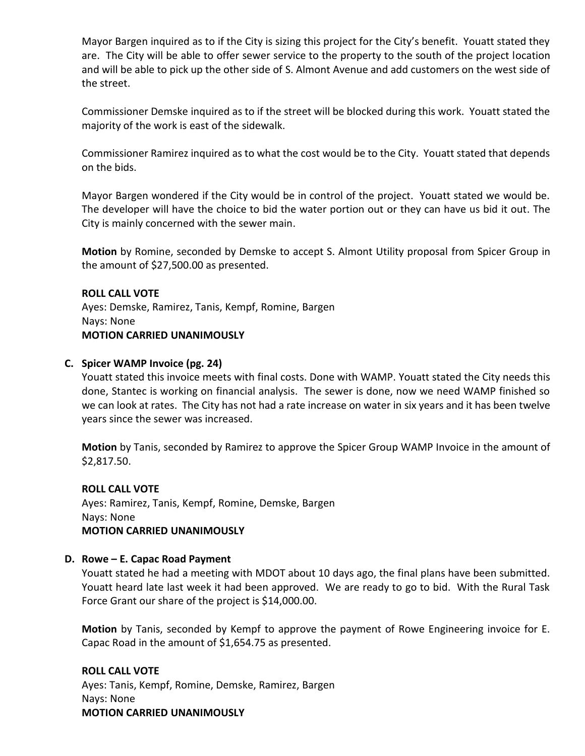Mayor Bargen inquired as to if the City is sizing this project for the City's benefit. Youatt stated they are. The City will be able to offer sewer service to the property to the south of the project location and will be able to pick up the other side of S. Almont Avenue and add customers on the west side of the street.

Commissioner Demske inquired as to if the street will be blocked during this work. Youatt stated the majority of the work is east of the sidewalk.

Commissioner Ramirez inquired as to what the cost would be to the City. Youatt stated that depends on the bids.

Mayor Bargen wondered if the City would be in control of the project. Youatt stated we would be. The developer will have the choice to bid the water portion out or they can have us bid it out. The City is mainly concerned with the sewer main.

**Motion** by Romine, seconded by Demske to accept S. Almont Utility proposal from Spicer Group in the amount of $27,500.00 as presented.

**ROLL CALL VOTE**
Ayes: Demske, Ramirez, Tanis, Kempf, Romine, Bargen
Nays: None
**MOTION CARRIED UNANIMOUSLY**

**C. Spicer WAMP Invoice (pg. 24)**

Youatt stated this invoice meets with final costs. Done with WAMP. Youatt stated the City needs this done, Stantec is working on financial analysis. The sewer is done, now we need WAMP finished so we can look at rates. The City has not had a rate increase on water in six years and it has been twelve years since the sewer was increased.

**Motion** by Tanis, seconded by Ramirez to approve the Spicer Group WAMP Invoice in the amount of $2,817.50.

**ROLL CALL VOTE**
Ayes: Ramirez, Tanis, Kempf, Romine, Demske, Bargen
Nays: None
**MOTION CARRIED UNANIMOUSLY**

**D. Rowe – E. Capac Road Payment**

Youatt stated he had a meeting with MDOT about 10 days ago, the final plans have been submitted. Youatt heard late last week it had been approved. We are ready to go to bid. With the Rural Task Force Grant our share of the project is $14,000.00.

**Motion** by Tanis, seconded by Kempf to approve the payment of Rowe Engineering invoice for E. Capac Road in the amount of $1,654.75 as presented.

**ROLL CALL VOTE**
Ayes: Tanis, Kempf, Romine, Demske, Ramirez, Bargen
Nays: None
**MOTION CARRIED UNANIMOUSLY**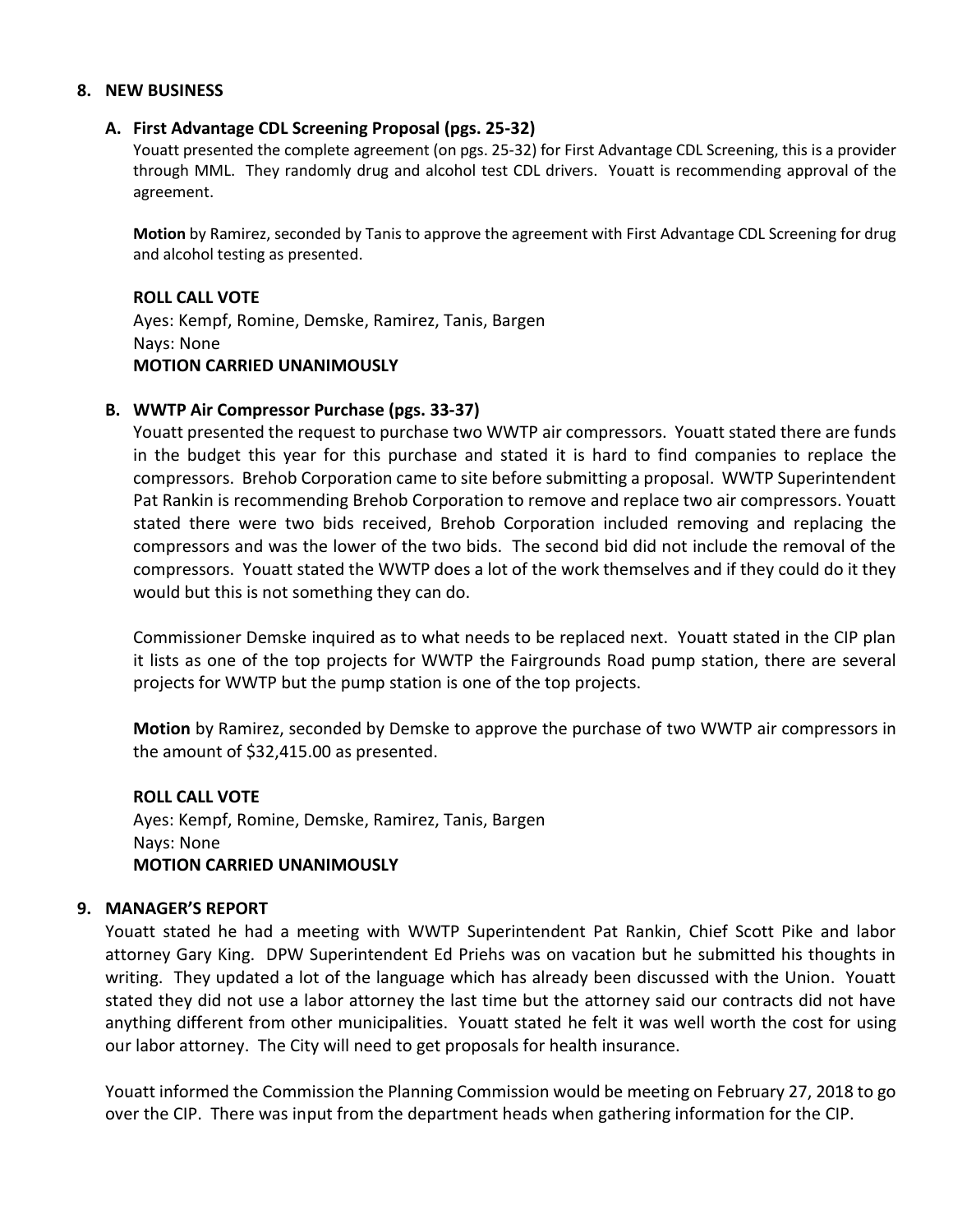## 8. NEW BUSINESS

### A. First Advantage CDL Screening Proposal (pgs. 25-32)

Youatt presented the complete agreement (on pgs. 25-32) for First Advantage CDL Screening, this is a provider through MML. They randomly drug and alcohol test CDL drivers. Youatt is recommending approval of the agreement.

**Motion** by Ramirez, seconded by Tanis to approve the agreement with First Advantage CDL Screening for drug and alcohol testing as presented.

**ROLL CALL VOTE**
Ayes: Kempf, Romine, Demske, Ramirez, Tanis, Bargen
Nays: None
**MOTION CARRIED UNANIMOUSLY**

### B. WWTP Air Compressor Purchase (pgs. 33-37)

Youatt presented the request to purchase two WWTP air compressors. Youatt stated there are funds in the budget this year for this purchase and stated it is hard to find companies to replace the compressors. Brehob Corporation came to site before submitting a proposal. WWTP Superintendent Pat Rankin is recommending Brehob Corporation to remove and replace two air compressors. Youatt stated there were two bids received, Brehob Corporation included removing and replacing the compressors and was the lower of the two bids. The second bid did not include the removal of the compressors. Youatt stated the WWTP does a lot of the work themselves and if they could do it they would but this is not something they can do.

Commissioner Demske inquired as to what needs to be replaced next. Youatt stated in the CIP plan it lists as one of the top projects for WWTP the Fairgrounds Road pump station, there are several projects for WWTP but the pump station is one of the top projects.

**Motion** by Ramirez, seconded by Demske to approve the purchase of two WWTP air compressors in the amount of $32,415.00 as presented.

**ROLL CALL VOTE**
Ayes: Kempf, Romine, Demske, Ramirez, Tanis, Bargen
Nays: None
**MOTION CARRIED UNANIMOUSLY**

## 9. MANAGER'S REPORT

Youatt stated he had a meeting with WWTP Superintendent Pat Rankin, Chief Scott Pike and labor attorney Gary King. DPW Superintendent Ed Priehs was on vacation but he submitted his thoughts in writing. They updated a lot of the language which has already been discussed with the Union. Youatt stated they did not use a labor attorney the last time but the attorney said our contracts did not have anything different from other municipalities. Youatt stated he felt it was well worth the cost for using our labor attorney. The City will need to get proposals for health insurance.

Youatt informed the Commission the Planning Commission would be meeting on February 27, 2018 to go over the CIP. There was input from the department heads when gathering information for the CIP.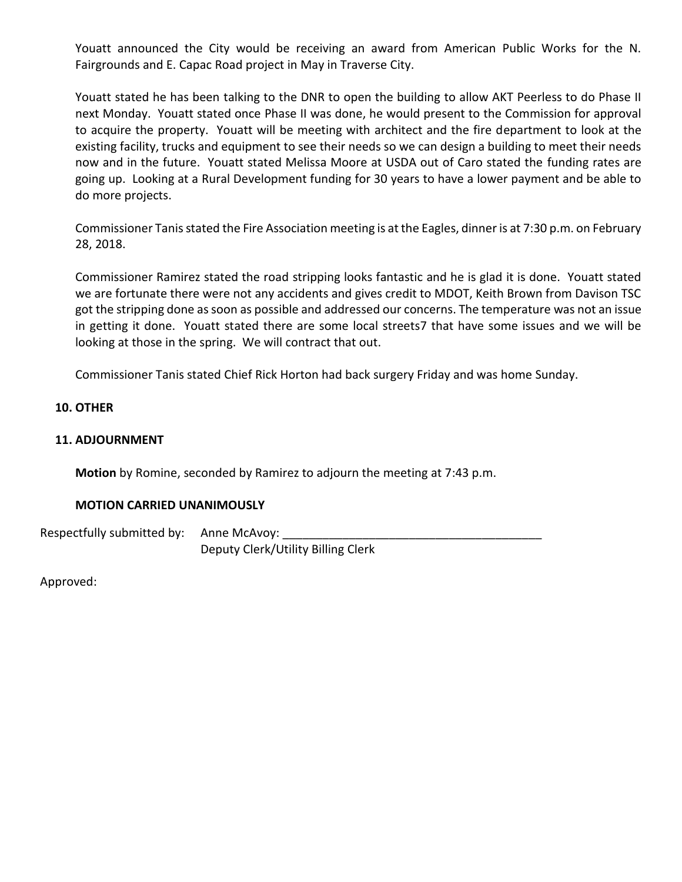Youatt announced the City would be receiving an award from American Public Works for the N. Fairgrounds and E. Capac Road project in May in Traverse City.

Youatt stated he has been talking to the DNR to open the building to allow AKT Peerless to do Phase II next Monday. Youatt stated once Phase II was done, he would present to the Commission for approval to acquire the property. Youatt will be meeting with architect and the fire department to look at the existing facility, trucks and equipment to see their needs so we can design a building to meet their needs now and in the future. Youatt stated Melissa Moore at USDA out of Caro stated the funding rates are going up. Looking at a Rural Development funding for 30 years to have a lower payment and be able to do more projects.

Commissioner Tanis stated the Fire Association meeting is at the Eagles, dinner is at 7:30 p.m. on February 28, 2018.

Commissioner Ramirez stated the road stripping looks fantastic and he is glad it is done. Youatt stated we are fortunate there were not any accidents and gives credit to MDOT, Keith Brown from Davison TSC got the stripping done as soon as possible and addressed our concerns. The temperature was not an issue in getting it done. Youatt stated there are some local streets7 that have some issues and we will be looking at those in the spring. We will contract that out.

Commissioner Tanis stated Chief Rick Horton had back surgery Friday and was home Sunday.

## 10. OTHER

## 11. ADJOURNMENT

**Motion** by Romine, seconded by Ramirez to adjourn the meeting at 7:43 p.m.

**MOTION CARRIED UNANIMOUSLY**

Respectfully submitted by: Anne McAvoy: ________________________________________
Deputy Clerk/Utility Billing Clerk

Approved: